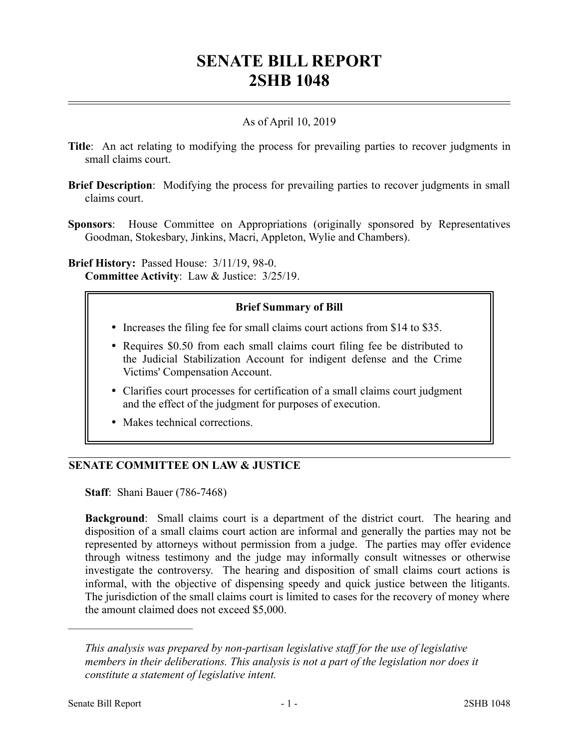# SENATE BILL REPORT
# 2SHB 1048

As of April 10, 2019

**Title**: An act relating to modifying the process for prevailing parties to recover judgments in small claims court.

**Brief Description**: Modifying the process for prevailing parties to recover judgments in small claims court.

**Sponsors**: House Committee on Appropriations (originally sponsored by Representatives Goodman, Stokesbary, Jinkins, Macri, Appleton, Wylie and Chambers).

**Brief History:** Passed House: 3/11/19, 98-0.
**Committee Activity**: Law & Justice: 3/25/19.

**Brief Summary of Bill**

- Increases the filing fee for small claims court actions from $14 to $35.
- Requires $0.50 from each small claims court filing fee be distributed to the Judicial Stabilization Account for indigent defense and the Crime Victims' Compensation Account.
- Clarifies court processes for certification of a small claims court judgment and the effect of the judgment for purposes of execution.
- Makes technical corrections.

## SENATE COMMITTEE ON LAW & JUSTICE

**Staff**: Shani Bauer (786-7468)

**Background**: Small claims court is a department of the district court. The hearing and disposition of a small claims court action are informal and generally the parties may not be represented by attorneys without permission from a judge. The parties may offer evidence through witness testimony and the judge may informally consult witnesses or otherwise investigate the controversy. The hearing and disposition of small claims court actions is informal, with the objective of dispensing speedy and quick justice between the litigants. The jurisdiction of the small claims court is limited to cases for the recovery of money where the amount claimed does not exceed $5,000.

---

*This analysis was prepared by non-partisan legislative staff for the use of legislative members in their deliberations. This analysis is not a part of the legislation nor does it constitute a statement of legislative intent.*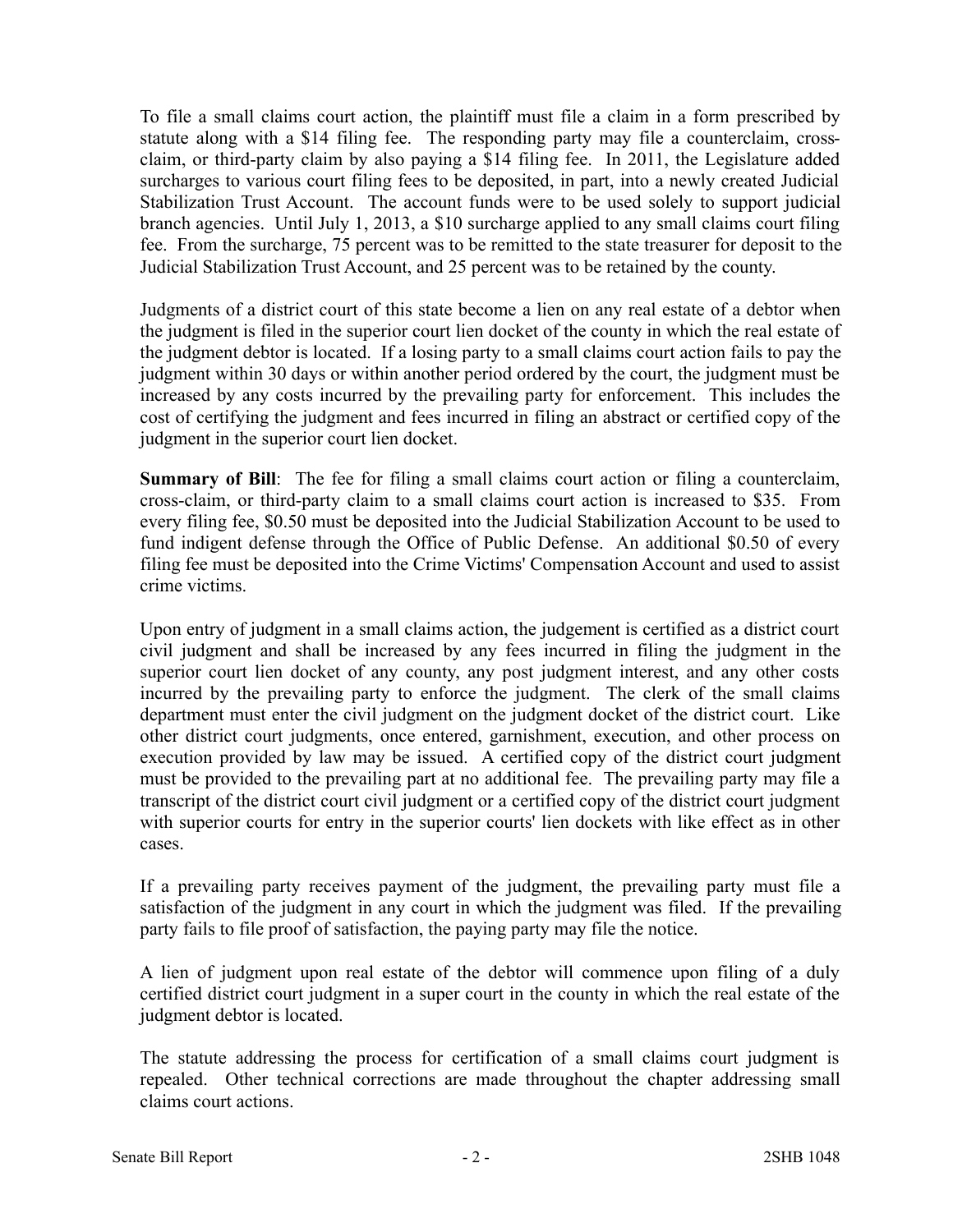To file a small claims court action, the plaintiff must file a claim in a form prescribed by statute along with a $14 filing fee. The responding party may file a counterclaim, cross-claim, or third-party claim by also paying a $14 filing fee. In 2011, the Legislature added surcharges to various court filing fees to be deposited, in part, into a newly created Judicial Stabilization Trust Account. The account funds were to be used solely to support judicial branch agencies. Until July 1, 2013, a $10 surcharge applied to any small claims court filing fee. From the surcharge, 75 percent was to be remitted to the state treasurer for deposit to the Judicial Stabilization Trust Account, and 25 percent was to be retained by the county.

Judgments of a district court of this state become a lien on any real estate of a debtor when the judgment is filed in the superior court lien docket of the county in which the real estate of the judgment debtor is located. If a losing party to a small claims court action fails to pay the judgment within 30 days or within another period ordered by the court, the judgment must be increased by any costs incurred by the prevailing party for enforcement. This includes the cost of certifying the judgment and fees incurred in filing an abstract or certified copy of the judgment in the superior court lien docket.

**Summary of Bill**: The fee for filing a small claims court action or filing a counterclaim, cross-claim, or third-party claim to a small claims court action is increased to $35. From every filing fee, $0.50 must be deposited into the Judicial Stabilization Account to be used to fund indigent defense through the Office of Public Defense. An additional $0.50 of every filing fee must be deposited into the Crime Victims' Compensation Account and used to assist crime victims.

Upon entry of judgment in a small claims action, the judgement is certified as a district court civil judgment and shall be increased by any fees incurred in filing the judgment in the superior court lien docket of any county, any post judgment interest, and any other costs incurred by the prevailing party to enforce the judgment. The clerk of the small claims department must enter the civil judgment on the judgment docket of the district court. Like other district court judgments, once entered, garnishment, execution, and other process on execution provided by law may be issued. A certified copy of the district court judgment must be provided to the prevailing part at no additional fee. The prevailing party may file a transcript of the district court civil judgment or a certified copy of the district court judgment with superior courts for entry in the superior courts' lien dockets with like effect as in other cases.

If a prevailing party receives payment of the judgment, the prevailing party must file a satisfaction of the judgment in any court in which the judgment was filed. If the prevailing party fails to file proof of satisfaction, the paying party may file the notice.

A lien of judgment upon real estate of the debtor will commence upon filing of a duly certified district court judgment in a super court in the county in which the real estate of the judgment debtor is located.

The statute addressing the process for certification of a small claims court judgment is repealed. Other technical corrections are made throughout the chapter addressing small claims court actions.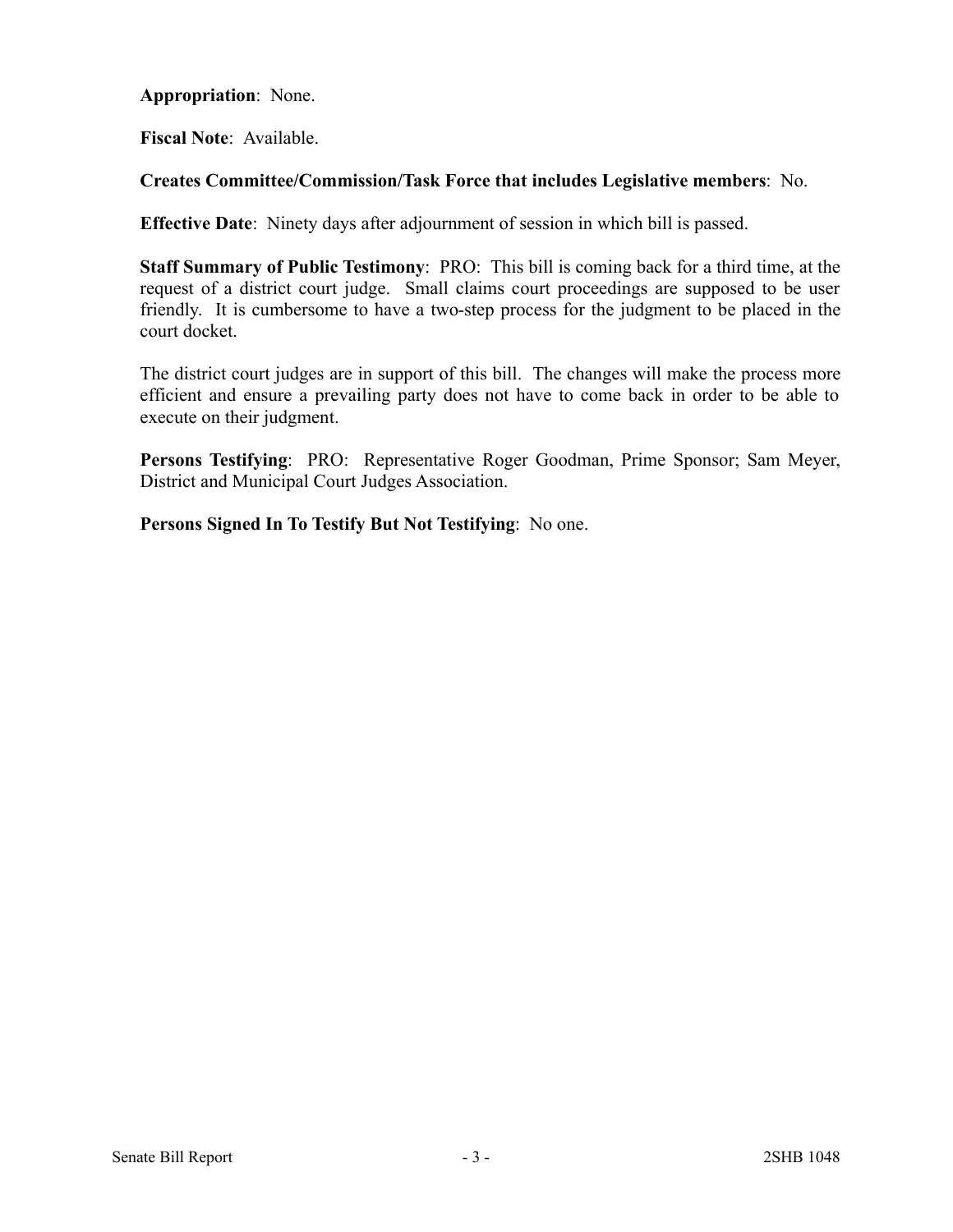**Appropriation**: None.

**Fiscal Note**: Available.

**Creates Committee/Commission/Task Force that includes Legislative members**: No.

**Effective Date**: Ninety days after adjournment of session in which bill is passed.

**Staff Summary of Public Testimony**: PRO: This bill is coming back for a third time, at the request of a district court judge. Small claims court proceedings are supposed to be user friendly. It is cumbersome to have a two-step process for the judgment to be placed in the court docket.

The district court judges are in support of this bill. The changes will make the process more efficient and ensure a prevailing party does not have to come back in order to be able to execute on their judgment.

**Persons Testifying**: PRO: Representative Roger Goodman, Prime Sponsor; Sam Meyer, District and Municipal Court Judges Association.

**Persons Signed In To Testify But Not Testifying**: No one.